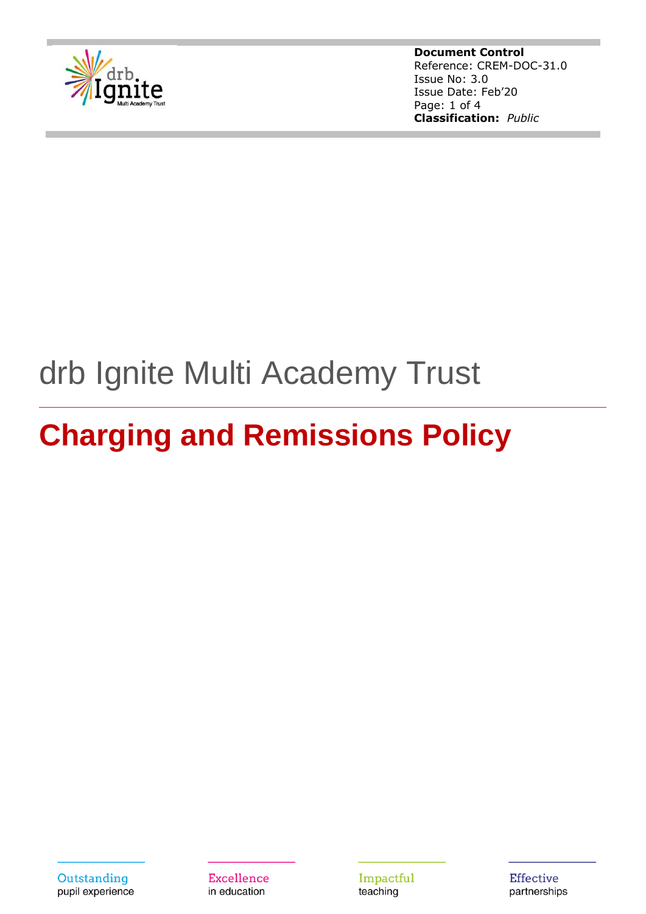**Document Control**
Reference: CREM-DOC-31.0
Issue No: 3.0
Issue Date: Feb'20
**Classification:** *Public*

# drb Ignite Multi Academy Trust

# Charging and Remissions Policy

Outstanding pupil experience

Excellence in education

Impactful teaching

Effective partnerships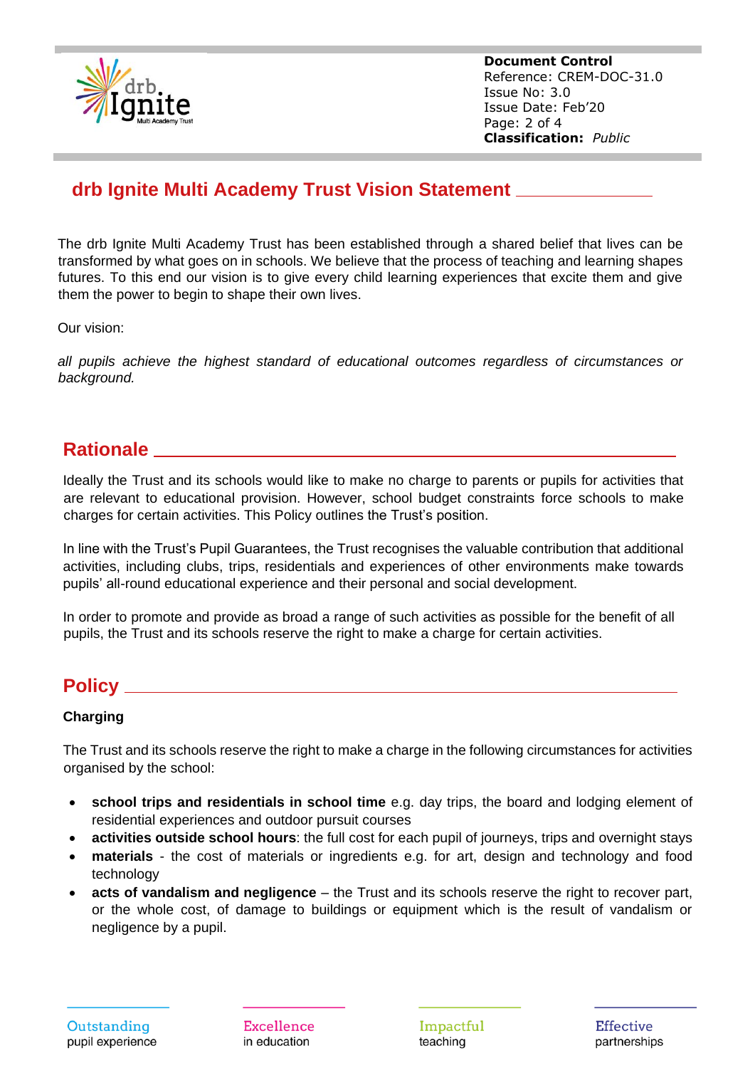## drb Ignite Multi Academy Trust Vision Statement

The drb Ignite Multi Academy Trust has been established through a shared belief that lives can be transformed by what goes on in schools. We believe that the process of teaching and learning shapes futures. To this end our vision is to give every child learning experiences that excite them and give them the power to begin to shape their own lives.

Our vision:

*all pupils achieve the highest standard of educational outcomes regardless of circumstances or background.*

## Rationale

Ideally the Trust and its schools would like to make no charge to parents or pupils for activities that are relevant to educational provision. However, school budget constraints force schools to make charges for certain activities. This Policy outlines the Trust's position.

In line with the Trust's Pupil Guarantees, the Trust recognises the valuable contribution that additional activities, including clubs, trips, residentials and experiences of other environments make towards pupils' all-round educational experience and their personal and social development.

In order to promote and provide as broad a range of such activities as possible for the benefit of all pupils, the Trust and its schools reserve the right to make a charge for certain activities.

## Policy

**Charging**

The Trust and its schools reserve the right to make a charge in the following circumstances for activities organised by the school:

- **school trips and residentials in school time** e.g. day trips, the board and lodging element of residential experiences and outdoor pursuit courses
- **activities outside school hours**: the full cost for each pupil of journeys, trips and overnight stays
- **materials** - the cost of materials or ingredients e.g. for art, design and technology and food technology
- **acts of vandalism and negligence** – the Trust and its schools reserve the right to recover part, or the whole cost, of damage to buildings or equipment which is the result of vandalism or negligence by a pupil.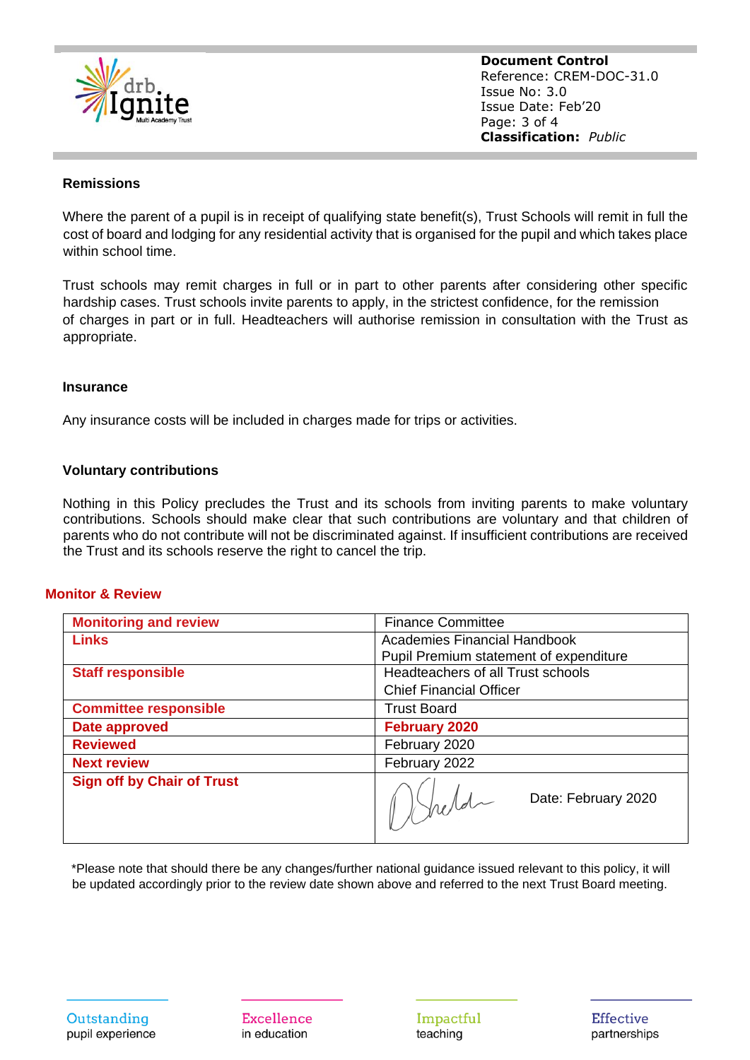## Remissions

Where the parent of a pupil is in receipt of qualifying state benefit(s), Trust Schools will remit in full the cost of board and lodging for any residential activity that is organised for the pupil and which takes place within school time.

Trust schools may remit charges in full or in part to other parents after considering other specific hardship cases. Trust schools invite parents to apply, in the strictest confidence, for the remission of charges in part or in full. Headteachers will authorise remission in consultation with the Trust as appropriate.

## Insurance

Any insurance costs will be included in charges made for trips or activities.

## Voluntary contributions

Nothing in this Policy precludes the Trust and its schools from inviting parents to make voluntary contributions. Schools should make clear that such contributions are voluntary and that children of parents who do not contribute will not be discriminated against. If insufficient contributions are received the Trust and its schools reserve the right to cancel the trip.

## Monitor & Review

| Monitoring and review | Finance Committee |
|---|---|
| Links | Academies Financial Handbook<br>Pupil Premium statement of expenditure |
| Staff responsible | Headteachers of all Trust schools<br>Chief Financial Officer |
| Committee responsible | Trust Board |
| Date approved | **February 2020** |
| Reviewed | February 2020 |
| Next review | February 2022 |
| Sign off by Chair of Trust | [signature] Date: February 2020 |

*Please note that should there be any changes/further national guidance issued relevant to this policy, it will be updated accordingly prior to the review date shown above and referred to the next Trust Board meeting.

Outstanding pupil experience | Excellence in education | Impactful teaching | Effective partnerships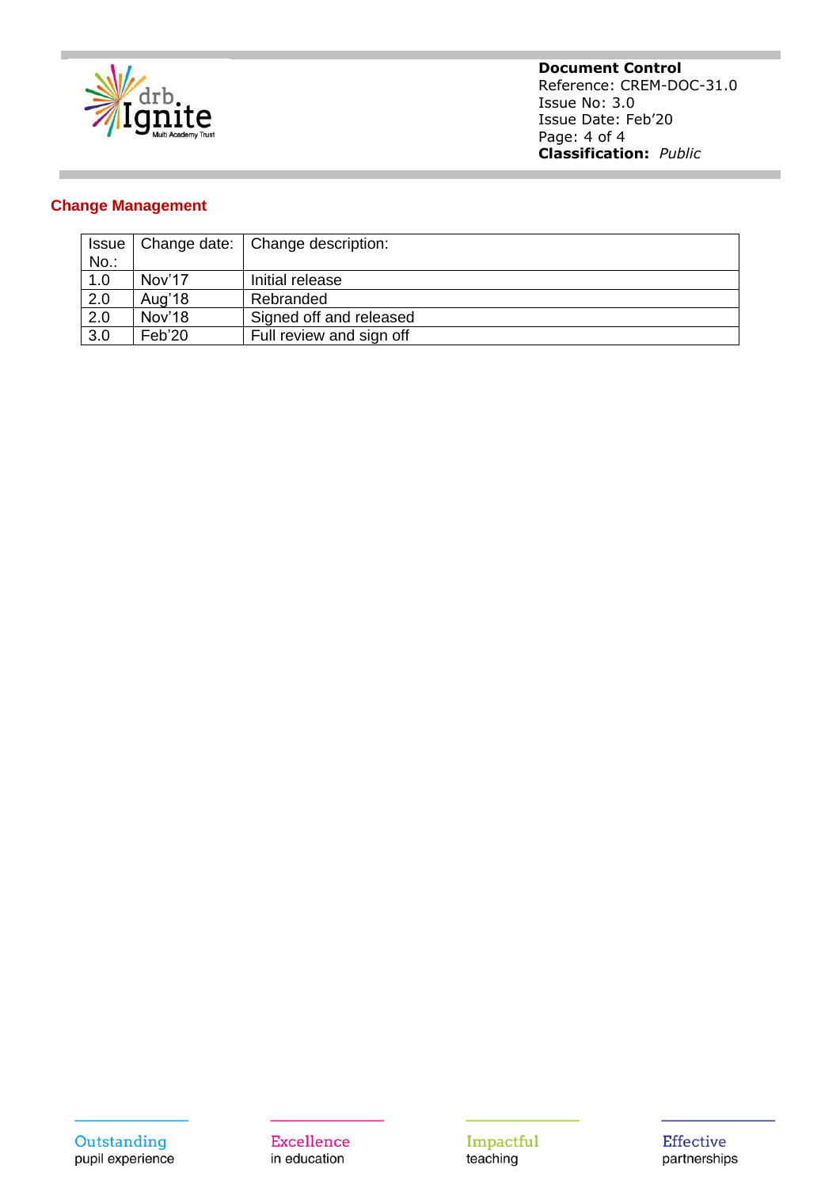## Change Management

| Issue No.: | Change date: | Change description: |
|---|---|---|
| 1.0 | Nov'17 | Initial release |
| 2.0 | Aug'18 | Rebranded |
| 2.0 | Nov'18 | Signed off and released |
| 3.0 | Feb'20 | Full review and sign off |